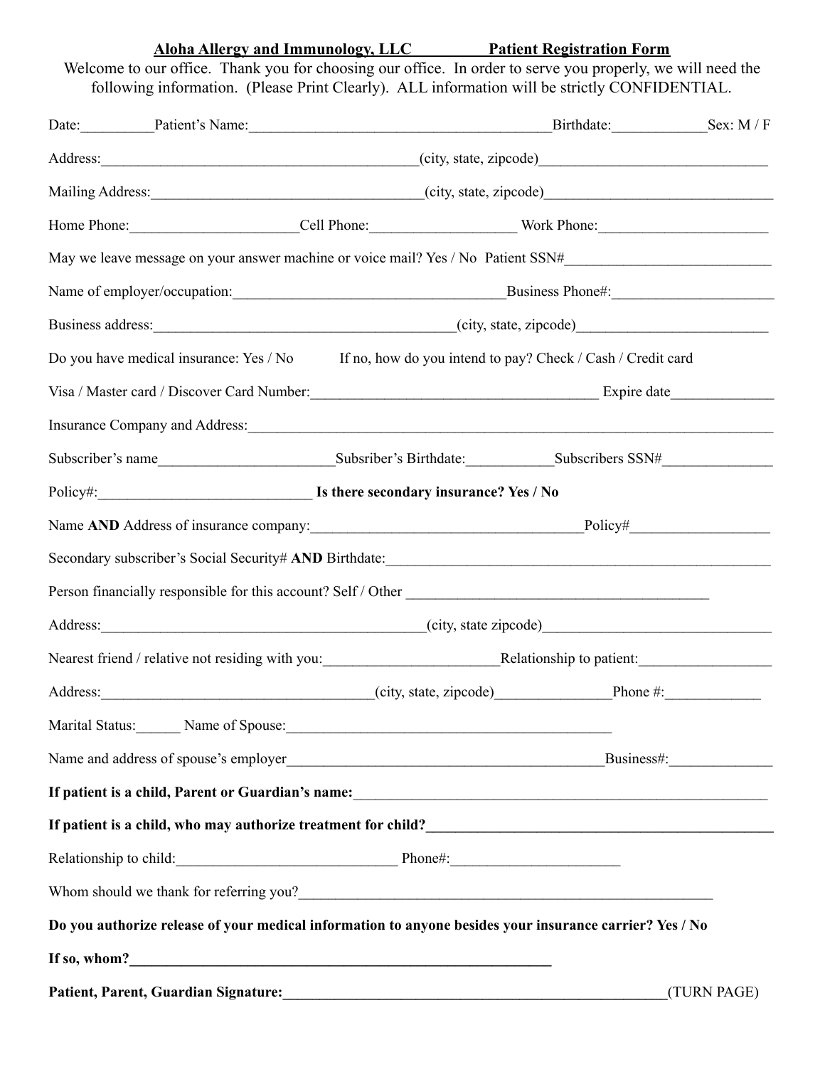**Aloha Allergy and Immunology, LLC** **Patient Registration Form**

Welcome to our office. Thank you for choosing our office. In order to serve you properly, we will need the following information. (Please Print Clearly). ALL information will be strictly CONFIDENTIAL.

Date:__________Patient's Name:_________________________________________Birthdate:_____________Sex: M / F

Address:____________________________________________(city, state, zipcode)______________________________

Mailing Address:_____________________________________(city, state, zipcode)______________________________

Home Phone:_______________________Cell Phone:____________________ Work Phone:_______________________

May we leave message on your answer machine or voice mail? Yes / No Patient SSN#___________________________

Name of employer/occupation:____________________________________Business Phone#:______________________

Business address:__________________________________________(city, state, zipcode)_________________________

Do you have medical insurance: Yes / No If no, how do you intend to pay? Check / Cash / Credit card

Visa / Master card / Discover Card Number:_______________________________________ Expire date______________

Insurance Company and Address:_______________________________________________________________________

Subscriber's name_______________________Subsriber's Birthdate:___________Subscribers SSN#_______________

Policy#:_____________________________ **Is there secondary insurance? Yes / No**

Name **AND** Address of insurance company:_____________________________________Policy#___________________

Secondary subscriber's Social Security# **AND** Birthdate:____________________________________________________

Person financially responsible for this account? Self / Other _________________________________________

Address:____________________________________________(city, state zipcode)______________________________

Nearest friend / relative not residing with you:________________________Relationship to patient:_________________

Address:_____________________________________(city, state, zipcode)________________Phone #:_____________

Marital Status:______ Name of Spouse:_____________________________________________

Name and address of spouse's employer___________________________________________Business#:______________

**If patient is a child, Parent or Guardian's name:**__________________________________________________________

**If patient is a child, who may authorize treatment for child?**______________________________________________

Relationship to child:_____________________________ Phone#:______________________

Whom should we thank for referring you?__________________________________________________________

**Do you authorize release of your medical information to anyone besides your insurance carrier? Yes / No**

**If so, whom?**____________________________________________________________

**Patient, Parent, Guardian Signature:**_____________________________________________________(TURN PAGE)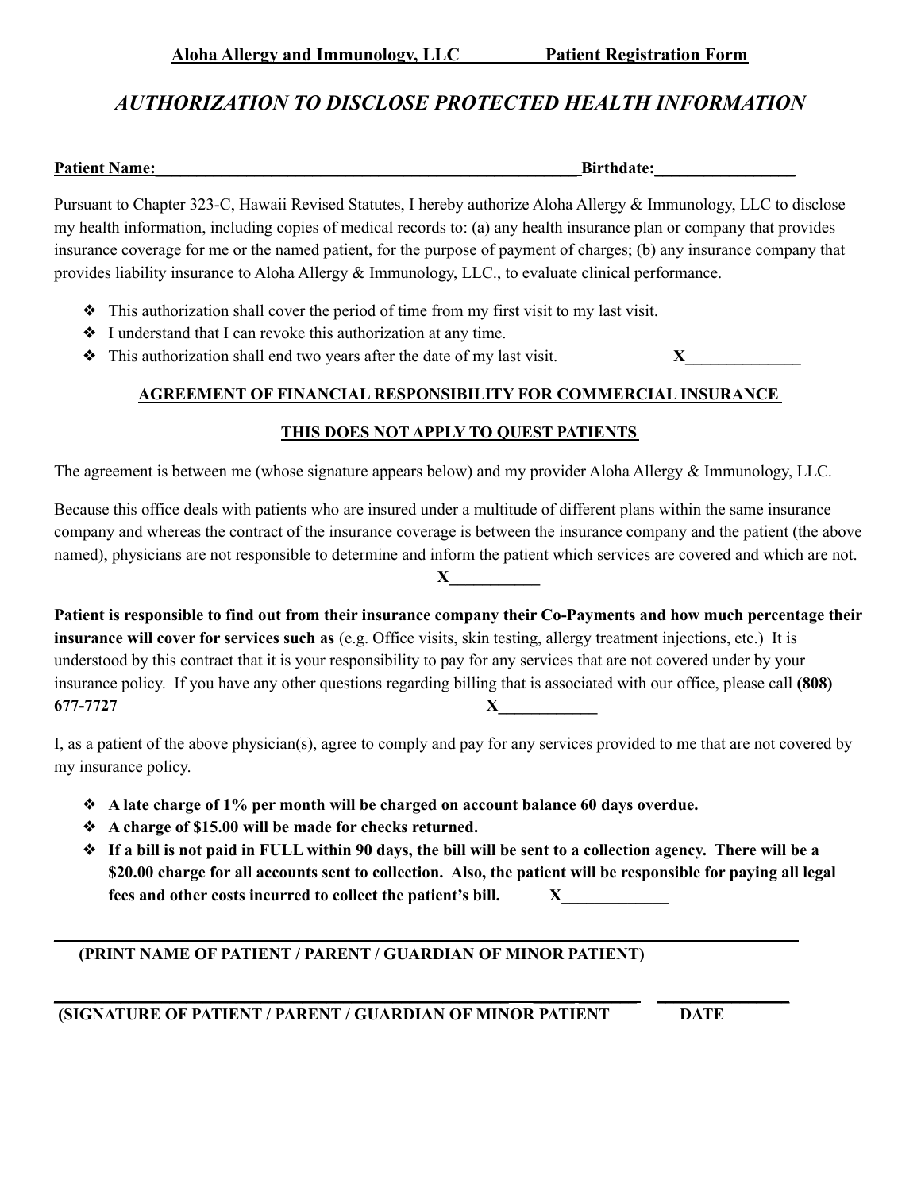**Aloha Allergy and Immunology, LLC** **Patient Registration Form**

# *AUTHORIZATION TO DISCLOSE PROTECTED HEALTH INFORMATION*

**Patient Name:**_____________________________________________________**Birthdate:**_________________

Pursuant to Chapter 323-C, Hawaii Revised Statutes, I hereby authorize Aloha Allergy & Immunology, LLC to disclose my health information, including copies of medical records to: (a) any health insurance plan or company that provides insurance coverage for me or the named patient, for the purpose of payment of charges; (b) any insurance company that provides liability insurance to Aloha Allergy & Immunology, LLC., to evaluate clinical performance.

- This authorization shall cover the period of time from my first visit to my last visit.
- I understand that I can revoke this authorization at any time.
- This authorization shall end two years after the date of my last visit. **X**______________

## AGREEMENT OF FINANCIAL RESPONSIBILITY FOR COMMERCIAL INSURANCE

## THIS DOES NOT APPLY TO QUEST PATIENTS

The agreement is between me (whose signature appears below) and my provider Aloha Allergy & Immunology, LLC.

Because this office deals with patients who are insured under a multitude of different plans within the same insurance company and whereas the contract of the insurance coverage is between the insurance company and the patient (the above named), physicians are not responsible to determine and inform the patient which services are covered and which are not.

**X**___________

**Patient is responsible to find out from their insurance company their Co-Payments and how much percentage their insurance will cover for services such as** (e.g. Office visits, skin testing, allergy treatment injections, etc.) It is understood by this contract that it is your responsibility to pay for any services that are not covered under by your insurance policy. If you have any other questions regarding billing that is associated with our office, please call **(808) 677-7727** **X**____________

I, as a patient of the above physician(s), agree to comply and pay for any services provided to me that are not covered by my insurance policy.

- **A late charge of 1% per month will be charged on account balance 60 days overdue.**
- **A charge of $15.00 will be made for checks returned.**
- **If a bill is not paid in FULL within 90 days, the bill will be sent to a collection agency. There will be a $20.00 charge for all accounts sent to collection. Also, the patient will be responsible for paying all legal fees and other costs incurred to collect the patient's bill.** **X**_____________

_____________________________________________________________________________

**(PRINT NAME OF PATIENT / PARENT / GUARDIAN OF MINOR PATIENT)**

_____________________________________________________________ _______________

**(SIGNATURE OF PATIENT / PARENT / GUARDIAN OF MINOR PATIENT** **DATE**